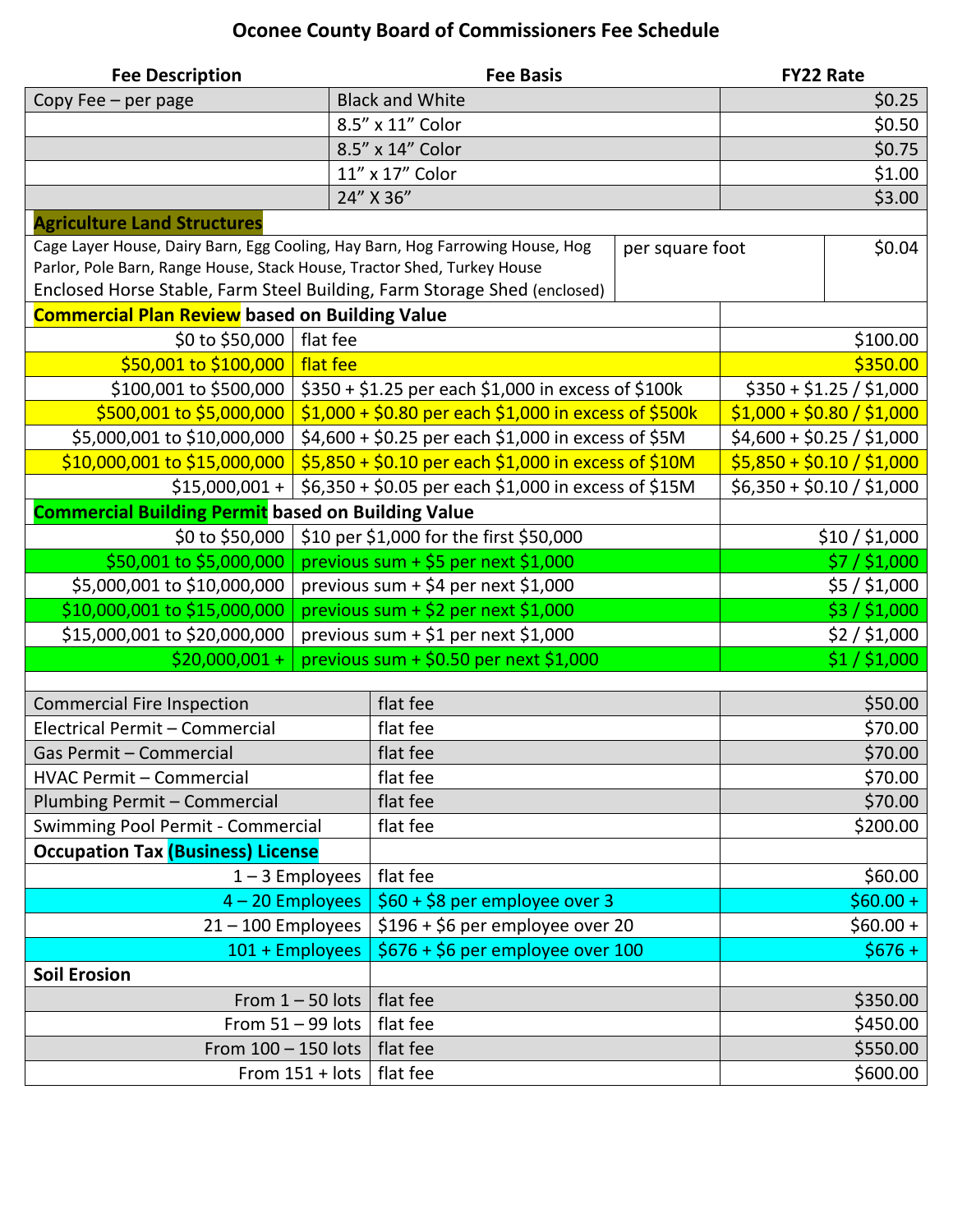# Oconee County Board of Commissioners Fee Schedule

| Fee Description | Fee Basis | FY22 Rate |
|---|---|---|
| Copy Fee – per page | Black and White | $0.25 |
| | 8.5" x 11" Color | $0.50 |
| | 8.5" x 14" Color | $0.75 |
| | 11" x 17" Color | $1.00 |
| | 24" X 36" | $3.00 |
| **Agriculture Land Structures** | | |
| Cage Layer House, Dairy Barn, Egg Cooling, Hay Barn, Hog Farrowing House, Hog Parlor, Pole Barn, Range House, Stack House, Tractor Shed, Turkey House Enclosed Horse Stable, Farm Steel Building, Farm Storage Shed (enclosed) | per square foot | $0.04 |
| **Commercial Plan Review based on Building Value** | | |
| $0 to $50,000 | flat fee | $100.00 |
| $50,001 to $100,000 | flat fee | $350.00 |
| $100,001 to $500,000 | $350 + $1.25 per each $1,000 in excess of $100k | $350 + $1.25 / $1,000 |
| $500,001 to $5,000,000 | $1,000 + $0.80 per each $1,000 in excess of $500k | $1,000 + $0.80 / $1,000 |
| $5,000,001 to $10,000,000 | $4,600 + $0.25 per each $1,000 in excess of $5M | $4,600 + $0.25 / $1,000 |
| $10,000,001 to $15,000,000 | $5,850 + $0.10 per each $1,000 in excess of $10M | $5,850 + $0.10 / $1,000 |
| $15,000,001 + | $6,350 + $0.05 per each $1,000 in excess of $15M | $6,350 + $0.10 / $1,000 |
| **Commercial Building Permit based on Building Value** | | |
| $0 to $50,000 | $10 per $1,000 for the first $50,000 | $10 / $1,000 |
| $50,001 to $5,000,000 | previous sum + $5 per next $1,000 | $7 / $1,000 |
| $5,000,001 to $10,000,000 | previous sum + $4 per next $1,000 | $5 / $1,000 |
| $10,000,001 to $15,000,000 | previous sum + $2 per next $1,000 | $3 / $1,000 |
| $15,000,001 to $20,000,000 | previous sum + $1 per next $1,000 | $2 / $1,000 |
| $20,000,001 + | previous sum + $0.50 per next $1,000 | $1 / $1,000 |
| | | |
| Commercial Fire Inspection | flat fee | $50.00 |
| Electrical Permit – Commercial | flat fee | $70.00 |
| Gas Permit – Commercial | flat fee | $70.00 |
| HVAC Permit – Commercial | flat fee | $70.00 |
| Plumbing Permit – Commercial | flat fee | $70.00 |
| Swimming Pool Permit - Commercial | flat fee | $200.00 |
| **Occupation Tax (Business) License** | | |
| 1 – 3 Employees | flat fee | $60.00 |
| 4 – 20 Employees | $60 + $8 per employee over 3 | $60.00 + |
| 21 – 100 Employees | $196 + $6 per employee over 20 | $60.00 + |
| 101 + Employees | $676 + $6 per employee over 100 | $676 + |
| **Soil Erosion** | | |
| From 1 – 50 lots | flat fee | $350.00 |
| From 51 – 99 lots | flat fee | $450.00 |
| From 100 – 150 lots | flat fee | $550.00 |
| From 151 + lots | flat fee | $600.00 |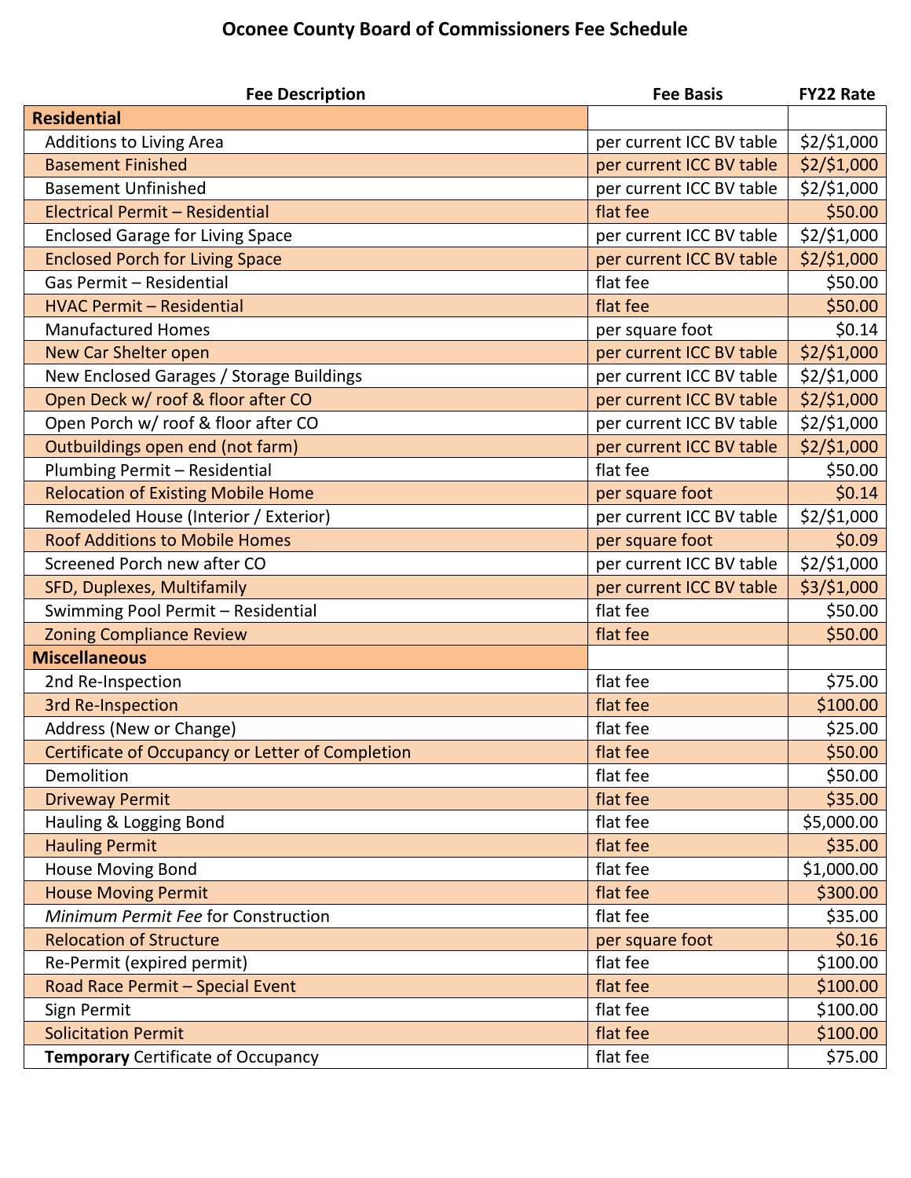# Oconee County Board of Commissioners Fee Schedule

| Fee Description | Fee Basis | FY22 Rate |
|---|---|---|
| **Residential** | | |
| Additions to Living Area | per current ICC BV table | $2/$1,000 |
| Basement Finished | per current ICC BV table | $2/$1,000 |
| Basement Unfinished | per current ICC BV table | $2/$1,000 |
| Electrical Permit – Residential | flat fee | $50.00 |
| Enclosed Garage for Living Space | per current ICC BV table | $2/$1,000 |
| Enclosed Porch for Living Space | per current ICC BV table | $2/$1,000 |
| Gas Permit – Residential | flat fee | $50.00 |
| HVAC Permit – Residential | flat fee | $50.00 |
| Manufactured Homes | per square foot | $0.14 |
| New Car Shelter open | per current ICC BV table | $2/$1,000 |
| New Enclosed Garages / Storage Buildings | per current ICC BV table | $2/$1,000 |
| Open Deck w/ roof & floor after CO | per current ICC BV table | $2/$1,000 |
| Open Porch w/ roof & floor after CO | per current ICC BV table | $2/$1,000 |
| Outbuildings open end (not farm) | per current ICC BV table | $2/$1,000 |
| Plumbing Permit – Residential | flat fee | $50.00 |
| Relocation of Existing Mobile Home | per square foot | $0.14 |
| Remodeled House (Interior / Exterior) | per current ICC BV table | $2/$1,000 |
| Roof Additions to Mobile Homes | per square foot | $0.09 |
| Screened Porch new after CO | per current ICC BV table | $2/$1,000 |
| SFD, Duplexes, Multifamily | per current ICC BV table | $3/$1,000 |
| Swimming Pool Permit – Residential | flat fee | $50.00 |
| Zoning Compliance Review | flat fee | $50.00 |
| **Miscellaneous** | | |
| 2nd Re-Inspection | flat fee | $75.00 |
| 3rd Re-Inspection | flat fee | $100.00 |
| Address (New or Change) | flat fee | $25.00 |
| Certificate of Occupancy or Letter of Completion | flat fee | $50.00 |
| Demolition | flat fee | $50.00 |
| Driveway Permit | flat fee | $35.00 |
| Hauling & Logging Bond | flat fee | $5,000.00 |
| Hauling Permit | flat fee | $35.00 |
| House Moving Bond | flat fee | $1,000.00 |
| House Moving Permit | flat fee | $300.00 |
| *Minimum Permit Fee* for Construction | flat fee | $35.00 |
| Relocation of Structure | per square foot | $0.16 |
| Re-Permit (expired permit) | flat fee | $100.00 |
| Road Race Permit – Special Event | flat fee | $100.00 |
| Sign Permit | flat fee | $100.00 |
| Solicitation Permit | flat fee | $100.00 |
| **Temporary** Certificate of Occupancy | flat fee | $75.00 |